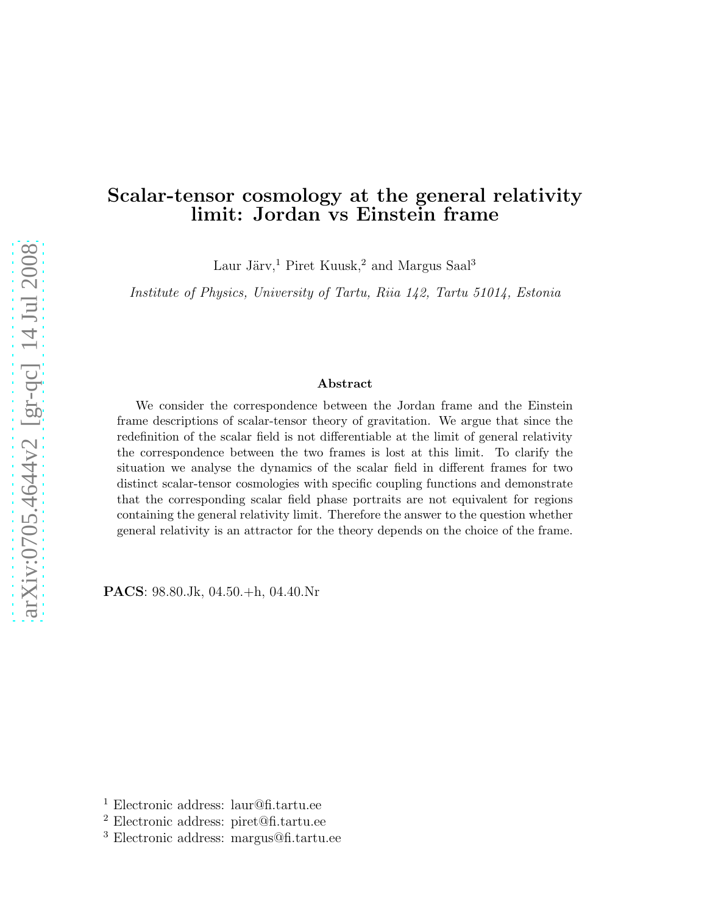# Scalar-tensor cosmology at the general relativity limit: Jordan vs Einstein frame

Laur Järv,[1] Piret Kuusk,[2] and Margus Saal[3]

*Institute of Physics, University of Tartu, Riia 142, Tartu 51014, Estonia*

## Abstract

We consider the correspondence between the Jordan frame and the Einstein frame descriptions of scalar-tensor theory of gravitation. We argue that since the redefinition of the scalar field is not differentiable at the limit of general relativity the correspondence between the two frames is lost at this limit. To clarify the situation we analyse the dynamics of the scalar field in different frames for two distinct scalar-tensor cosmologies with specific coupling functions and demonstrate that the corresponding scalar field phase portraits are not equivalent for regions containing the general relativity limit. Therefore the answer to the question whether general relativity is an attractor for the theory depends on the choice of the frame.

**PACS**: 98.80.Jk, 04.50.+h, 04.40.Nr

[1] Electronic address: laur@fi.tartu.ee
[2] Electronic address: piret@fi.tartu.ee
[3] Electronic address: margus@fi.tartu.ee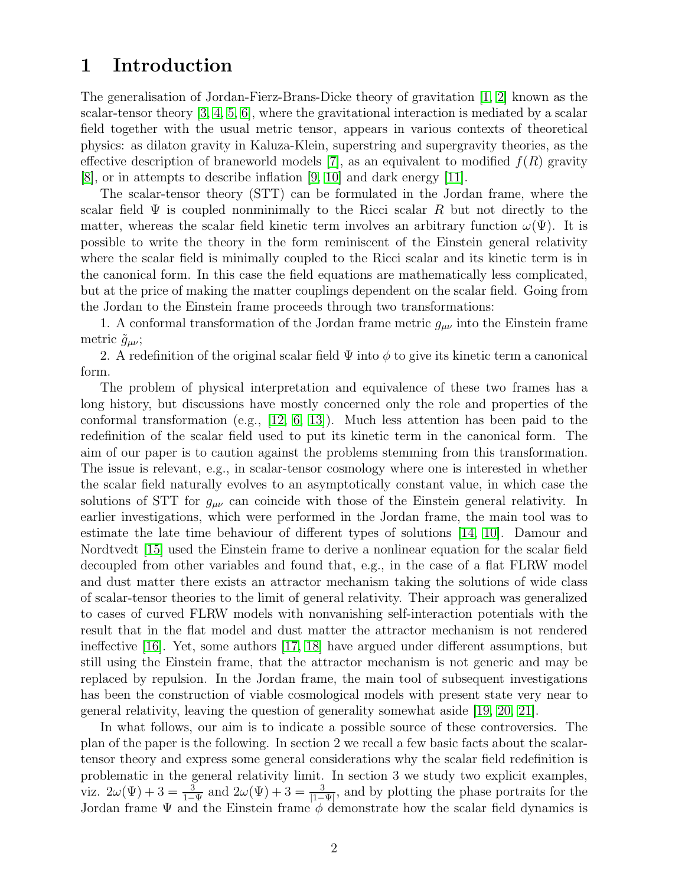# 1 Introduction

The generalisation of Jordan-Fierz-Brans-Dicke theory of gravitation [1, 2] known as the scalar-tensor theory [3, 4, 5, 6], where the gravitational interaction is mediated by a scalar field together with the usual metric tensor, appears in various contexts of theoretical physics: as dilaton gravity in Kaluza-Klein, superstring and supergravity theories, as the effective description of braneworld models [7], as an equivalent to modified $f(R)$ gravity [8], or in attempts to describe inflation [9, 10] and dark energy [11].

The scalar-tensor theory (STT) can be formulated in the Jordan frame, where the scalar field $\Psi$ is coupled nonminimally to the Ricci scalar $R$ but not directly to the matter, whereas the scalar field kinetic term involves an arbitrary function $\omega(\Psi)$. It is possible to write the theory in the form reminiscent of the Einstein general relativity where the scalar field is minimally coupled to the Ricci scalar and its kinetic term is in the canonical form. In this case the field equations are mathematically less complicated, but at the price of making the matter couplings dependent on the scalar field. Going from the Jordan to the Einstein frame proceeds through two transformations:

1. A conformal transformation of the Jordan frame metric $g_{\mu\nu}$ into the Einstein frame metric $\tilde{g}_{\mu\nu}$;

2. A redefinition of the original scalar field $\Psi$ into $\phi$ to give its kinetic term a canonical form.

The problem of physical interpretation and equivalence of these two frames has a long history, but discussions have mostly concerned only the role and properties of the conformal transformation (e.g., [12, 6, 13]). Much less attention has been paid to the redefinition of the scalar field used to put its kinetic term in the canonical form. The aim of our paper is to caution against the problems stemming from this transformation. The issue is relevant, e.g., in scalar-tensor cosmology where one is interested in whether the scalar field naturally evolves to an asymptotically constant value, in which case the solutions of STT for $g_{\mu\nu}$ can coincide with those of the Einstein general relativity. In earlier investigations, which were performed in the Jordan frame, the main tool was to estimate the late time behaviour of different types of solutions [14, 10]. Damour and Nordtvedt [15] used the Einstein frame to derive a nonlinear equation for the scalar field decoupled from other variables and found that, e.g., in the case of a flat FLRW model and dust matter there exists an attractor mechanism taking the solutions of wide class of scalar-tensor theories to the limit of general relativity. Their approach was generalized to cases of curved FLRW models with nonvanishing self-interaction potentials with the result that in the flat model and dust matter the attractor mechanism is not rendered ineffective [16]. Yet, some authors [17, 18] have argued under different assumptions, but still using the Einstein frame, that the attractor mechanism is not generic and may be replaced by repulsion. In the Jordan frame, the main tool of subsequent investigations has been the construction of viable cosmological models with present state very near to general relativity, leaving the question of generality somewhat aside [19, 20, 21].

In what follows, our aim is to indicate a possible source of these controversies. The plan of the paper is the following. In section 2 we recall a few basic facts about the scalar-tensor theory and express some general considerations why the scalar field redefinition is problematic in the general relativity limit. In section 3 we study two explicit examples, viz. $2\omega(\Psi)+3=\frac{3}{1-\Psi}$ and $2\omega(\Psi)+3=\frac{3}{|1-\Psi|}$, and by plotting the phase portraits for the Jordan frame $\Psi$ and the Einstein frame $\phi$ demonstrate how the scalar field dynamics is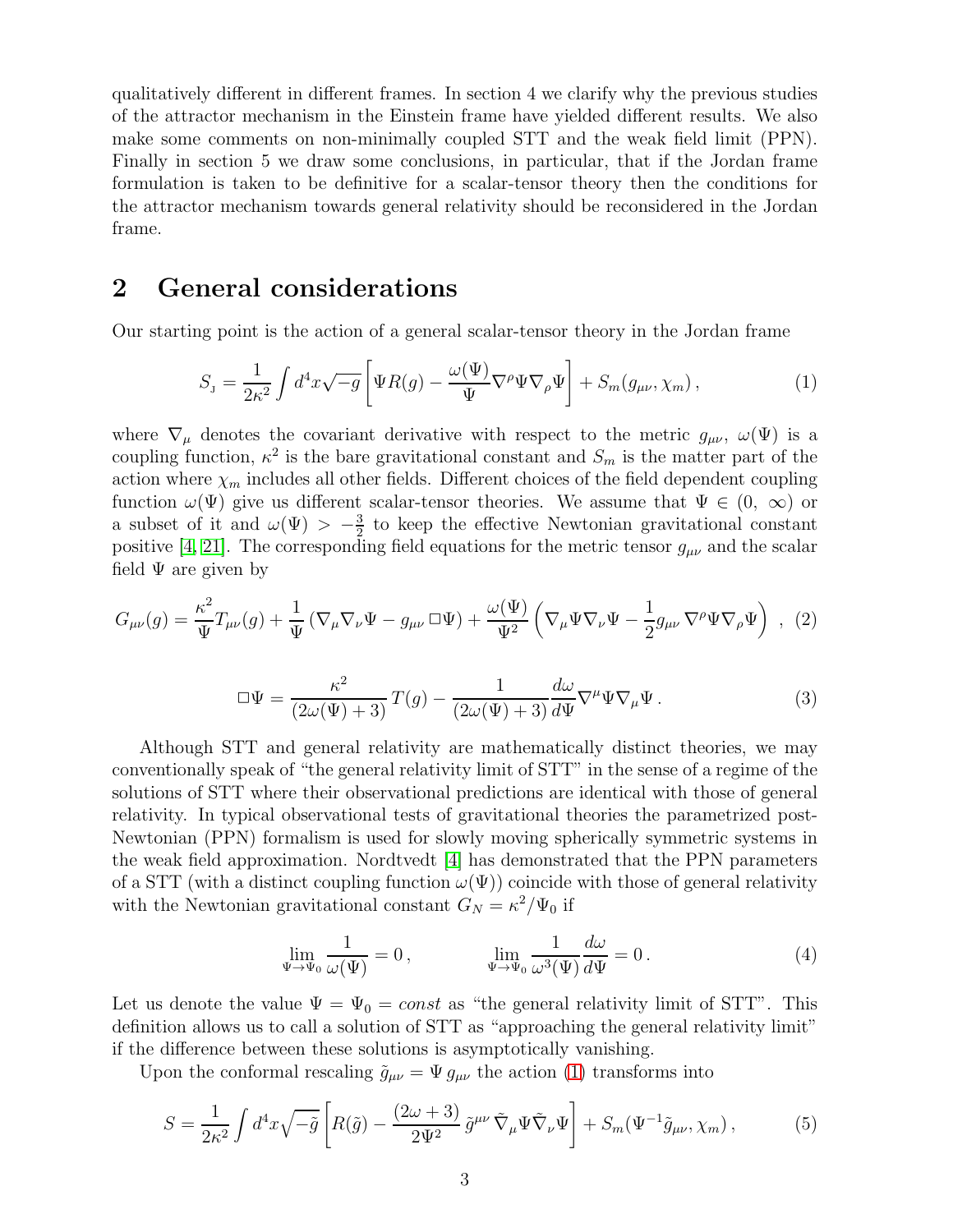qualitatively different in different frames. In section 4 we clarify why the previous studies of the attractor mechanism in the Einstein frame have yielded different results. We also make some comments on non-minimally coupled STT and the weak field limit (PPN). Finally in section 5 we draw some conclusions, in particular, that if the Jordan frame formulation is taken to be definitive for a scalar-tensor theory then the conditions for the attractor mechanism towards general relativity should be reconsidered in the Jordan frame.

## 2 General considerations

Our starting point is the action of a general scalar-tensor theory in the Jordan frame

$$S_{\rm J} = \frac{1}{2\kappa^2}\int d^4x\sqrt{-g}\left[\Psi R(g) - \frac{\omega(\Psi)}{\Psi}\nabla^\rho\Psi\nabla_\rho\Psi\right] + S_m(g_{\mu\nu},\chi_m)\,, \tag{1}$$

where $\nabla_\mu$ denotes the covariant derivative with respect to the metric $g_{\mu\nu}$, $\omega(\Psi)$ is a coupling function, $\kappa^2$ is the bare gravitational constant and $S_m$ is the matter part of the action where $\chi_m$ includes all other fields. Different choices of the field dependent coupling function $\omega(\Psi)$ give us different scalar-tensor theories. We assume that $\Psi \in (0,\ \infty)$ or a subset of it and $\omega(\Psi) > -\frac{3}{2}$ to keep the effective Newtonian gravitational constant positive [4, 21]. The corresponding field equations for the metric tensor $g_{\mu\nu}$ and the scalar field $\Psi$ are given by

$$G_{\mu\nu}(g) = \frac{\kappa^2}{\Psi}T_{\mu\nu}(g) + \frac{1}{\Psi}\left(\nabla_\mu\nabla_\nu\Psi - g_{\mu\nu}\,\Box\Psi\right) + \frac{\omega(\Psi)}{\Psi^2}\left(\nabla_\mu\Psi\nabla_\nu\Psi - \frac{1}{2}g_{\mu\nu}\,\nabla^\rho\Psi\nabla_\rho\Psi\right)\ , \tag{2}$$

$$\Box\Psi = \frac{\kappa^2}{(2\omega(\Psi)+3)}\,T(g) - \frac{1}{(2\omega(\Psi)+3)}\frac{d\omega}{d\Psi}\nabla^\mu\Psi\nabla_\mu\Psi\,. \tag{3}$$

Although STT and general relativity are mathematically distinct theories, we may conventionally speak of "the general relativity limit of STT" in the sense of a regime of the solutions of STT where their observational predictions are identical with those of general relativity. In typical observational tests of gravitational theories the parametrized post-Newtonian (PPN) formalism is used for slowly moving spherically symmetric systems in the weak field approximation. Nordtvedt [4] has demonstrated that the PPN parameters of a STT (with a distinct coupling function $\omega(\Psi)$) coincide with those of general relativity with the Newtonian gravitational constant $G_N = \kappa^2/\Psi_0$ if

$$\lim_{\Psi\to\Psi_0}\frac{1}{\omega(\Psi)} = 0\,, \qquad\qquad \lim_{\Psi\to\Psi_0}\frac{1}{\omega^3(\Psi)}\frac{d\omega}{d\Psi} = 0\,. \tag{4}$$

Let us denote the value $\Psi = \Psi_0 = const$ as "the general relativity limit of STT". This definition allows us to call a solution of STT as "approaching the general relativity limit" if the difference between these solutions is asymptotically vanishing.

Upon the conformal rescaling $\tilde{g}_{\mu\nu} = \Psi\, g_{\mu\nu}$ the action (1) transforms into

$$S = \frac{1}{2\kappa^2}\int d^4x\sqrt{-\tilde{g}}\left[R(\tilde{g}) - \frac{(2\omega+3)}{2\Psi^2}\,\tilde{g}^{\mu\nu}\,\tilde{\nabla}_\mu\Psi\tilde{\nabla}_\nu\Psi\right] + S_m(\Psi^{-1}\tilde{g}_{\mu\nu},\chi_m)\,, \tag{5}$$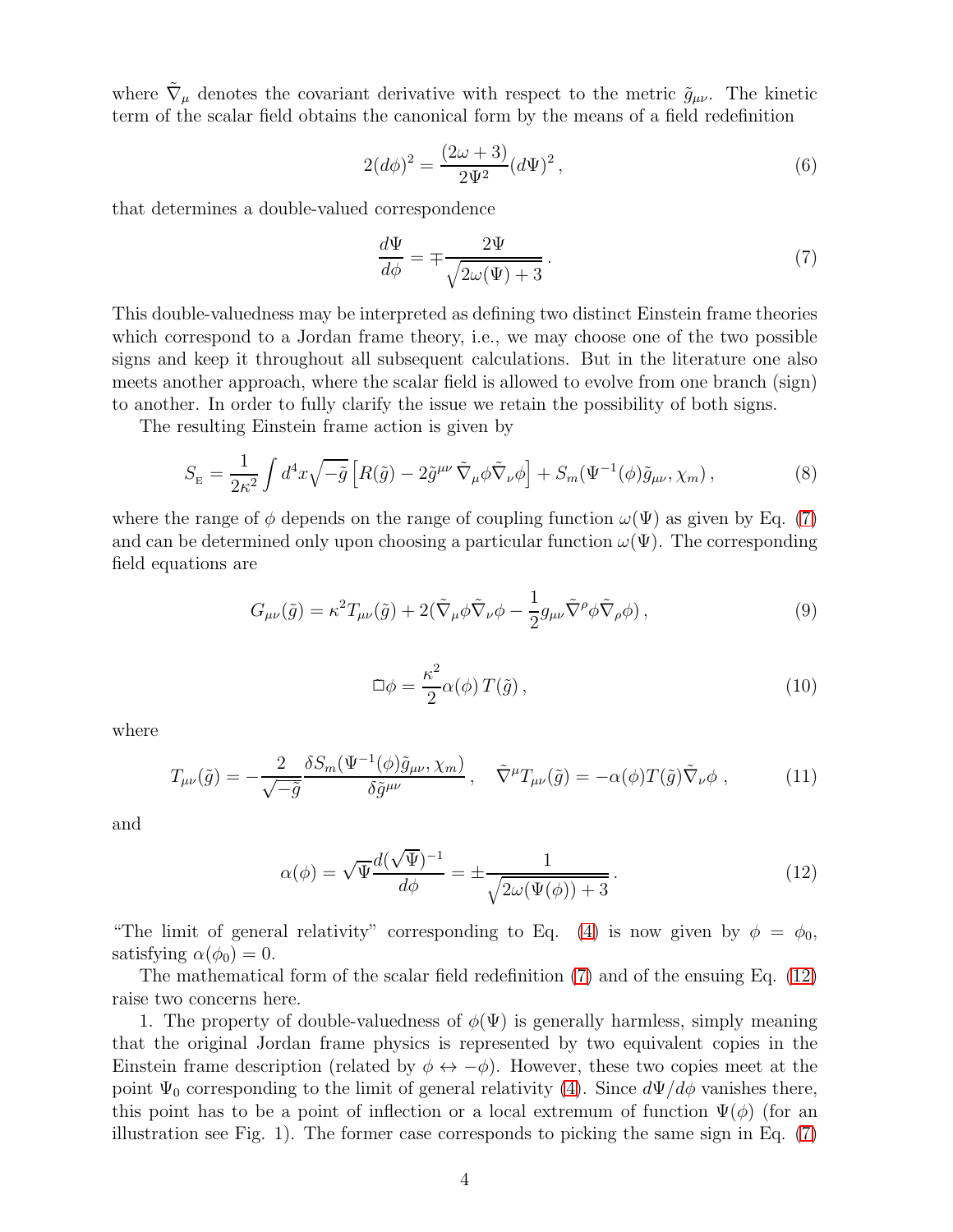where $\tilde{\nabla}_\mu$ denotes the covariant derivative with respect to the metric $\tilde{g}_{\mu\nu}$. The kinetic term of the scalar field obtains the canonical form by the means of a field redefinition

$$2(d\phi)^2 = \frac{(2\omega+3)}{2\Psi^2}(d\Psi)^2\,, \tag{6}$$

that determines a double-valued correspondence

$$\frac{d\Psi}{d\phi} = \mp\frac{2\Psi}{\sqrt{2\omega(\Psi)+3}}\,. \tag{7}$$

This double-valuedness may be interpreted as defining two distinct Einstein frame theories which correspond to a Jordan frame theory, i.e., we may choose one of the two possible signs and keep it throughout all subsequent calculations. But in the literature one also meets another approach, where the scalar field is allowed to evolve from one branch (sign) to another. In order to fully clarify the issue we retain the possibility of both signs.

The resulting Einstein frame action is given by

$$S_{\rm E} = \frac{1}{2\kappa^2}\int d^4x\sqrt{-\tilde{g}}\left[R(\tilde{g}) - 2\tilde{g}^{\mu\nu}\tilde{\nabla}_\mu\phi\tilde{\nabla}_\nu\phi\right] + S_m(\Psi^{-1}(\phi)\tilde{g}_{\mu\nu},\chi_m)\,, \tag{8}$$

where the range of $\phi$ depends on the range of coupling function $\omega(\Psi)$ as given by Eq. (7) and can be determined only upon choosing a particular function $\omega(\Psi)$. The corresponding field equations are

$$G_{\mu\nu}(\tilde{g}) = \kappa^2 T_{\mu\nu}(\tilde{g}) + 2(\tilde{\nabla}_\mu\phi\tilde{\nabla}_\nu\phi - \frac{1}{2}g_{\mu\nu}\tilde{\nabla}^\rho\phi\tilde{\nabla}_\rho\phi)\,, \tag{9}$$

$$\Box\phi = \frac{\kappa^2}{2}\alpha(\phi)\,T(\tilde{g})\,, \tag{10}$$

where

$$T_{\mu\nu}(\tilde{g}) = -\frac{2}{\sqrt{-\tilde{g}}}\frac{\delta S_m(\Psi^{-1}(\phi)\tilde{g}_{\mu\nu},\chi_m)}{\delta\tilde{g}^{\mu\nu}}\,,\quad \tilde{\nabla}^\mu T_{\mu\nu}(\tilde{g}) = -\alpha(\phi)T(\tilde{g})\tilde{\nabla}_\nu\phi\,, \tag{11}$$

and

$$\alpha(\phi) = \sqrt{\Psi}\frac{d(\sqrt{\Psi})^{-1}}{d\phi} = \pm\frac{1}{\sqrt{2\omega(\Psi(\phi))+3}}\,. \tag{12}$$

"The limit of general relativity" corresponding to Eq. (4) is now given by $\phi = \phi_0$, satisfying $\alpha(\phi_0) = 0$.

The mathematical form of the scalar field redefinition (7) and of the ensuing Eq. (12) raise two concerns here.

1. The property of double-valuedness of $\phi(\Psi)$ is generally harmless, simply meaning that the original Jordan frame physics is represented by two equivalent copies in the Einstein frame description (related by $\phi \leftrightarrow -\phi$). However, these two copies meet at the point $\Psi_0$ corresponding to the limit of general relativity (4). Since $d\Psi/d\phi$ vanishes there, this point has to be a point of inflection or a local extremum of function $\Psi(\phi)$ (for an illustration see Fig. 1). The former case corresponds to picking the same sign in Eq. (7)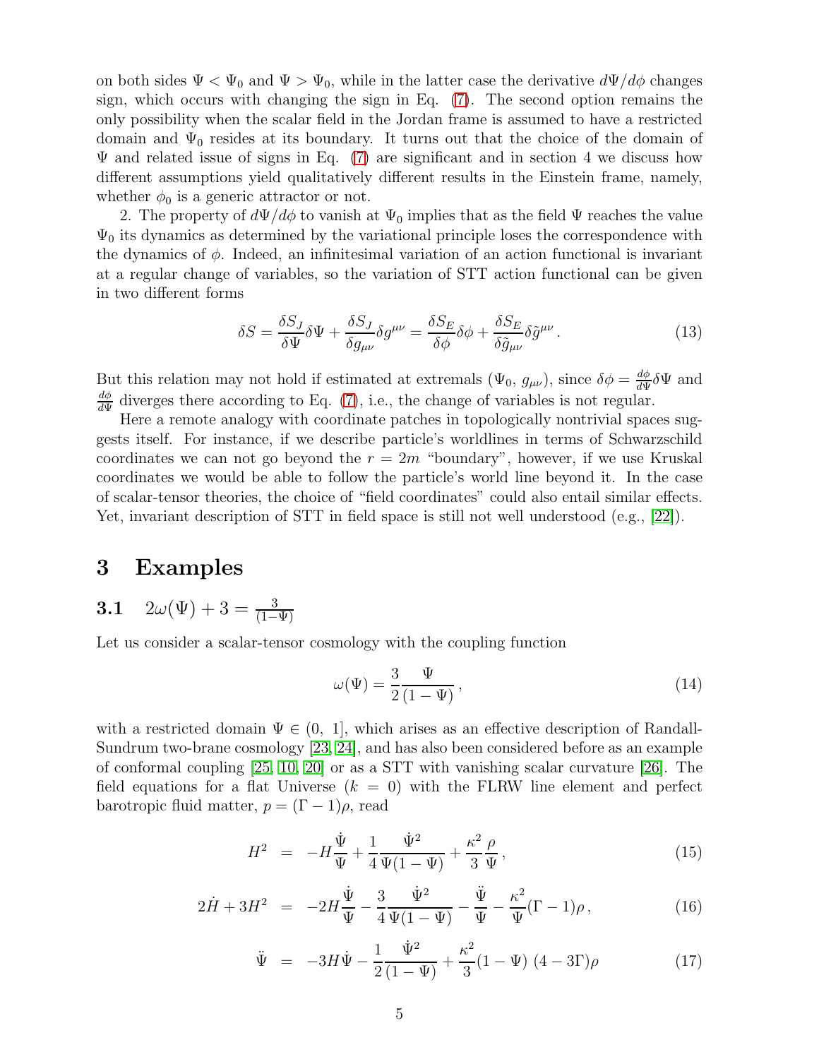on both sides $\Psi < \Psi_0$ and $\Psi > \Psi_0$, while in the latter case the derivative $d\Psi/d\phi$ changes sign, which occurs with changing the sign in Eq. (7). The second option remains the only possibility when the scalar field in the Jordan frame is assumed to have a restricted domain and $\Psi_0$ resides at its boundary. It turns out that the choice of the domain of $\Psi$ and related issue of signs in Eq. (7) are significant and in section 4 we discuss how different assumptions yield qualitatively different results in the Einstein frame, namely, whether $\phi_0$ is a generic attractor or not.

2. The property of $d\Psi/d\phi$ to vanish at $\Psi_0$ implies that as the field $\Psi$ reaches the value $\Psi_0$ its dynamics as determined by the variational principle loses the correspondence with the dynamics of $\phi$. Indeed, an infinitesimal variation of an action functional is invariant at a regular change of variables, so the variation of STT action functional can be given in two different forms

$$\delta S = \frac{\delta S_J}{\delta \Psi}\delta\Psi + \frac{\delta S_J}{\delta g_{\mu\nu}}\delta g^{\mu\nu} = \frac{\delta S_E}{\delta \phi}\delta\phi + \frac{\delta S_E}{\delta \tilde{g}_{\mu\nu}}\delta \tilde{g}^{\mu\nu} \,. \tag{13}$$

But this relation may not hold if estimated at extremals $(\Psi_0,\, g_{\mu\nu})$, since $\delta\phi = \frac{d\phi}{d\Psi}\delta\Psi$ and $\frac{d\phi}{d\Psi}$ diverges there according to Eq. (7), i.e., the change of variables is not regular.

Here a remote analogy with coordinate patches in topologically nontrivial spaces suggests itself. For instance, if we describe particle's worldlines in terms of Schwarzschild coordinates we can not go beyond the $r = 2m$ "boundary", however, if we use Kruskal coordinates we would be able to follow the particle's world line beyond it. In the case of scalar-tensor theories, the choice of "field coordinates" could also entail similar effects. Yet, invariant description of STT in field space is still not well understood (e.g., [22]).

# 3 Examples

## 3.1 $2\omega(\Psi) + 3 = \frac{3}{(1-\Psi)}$

Let us consider a scalar-tensor cosmology with the coupling function

$$\omega(\Psi) = \frac{3}{2}\frac{\Psi}{(1-\Psi)} \,, \tag{14}$$

with a restricted domain $\Psi \in (0,\ 1]$, which arises as an effective description of Randall-Sundrum two-brane cosmology [23, 24], and has also been considered before as an example of conformal coupling [25, 10, 20] or as a STT with vanishing scalar curvature [26]. The field equations for a flat Universe ($k = 0$) with the FLRW line element and perfect barotropic fluid matter, $p = (\Gamma - 1)\rho$, read

$$H^2 = -H\frac{\dot{\Psi}}{\Psi} + \frac{1}{4}\frac{\dot{\Psi}^2}{\Psi(1-\Psi)} + \frac{\kappa^2}{3}\frac{\rho}{\Psi} \,, \tag{15}$$

$$2\dot{H} + 3H^2 = -2H\frac{\dot{\Psi}}{\Psi} - \frac{3}{4}\frac{\dot{\Psi}^2}{\Psi(1-\Psi)} - \frac{\ddot{\Psi}}{\Psi} - \frac{\kappa^2}{\Psi}(\Gamma - 1)\rho \,, \tag{16}$$

$$\ddot{\Psi} = -3H\dot{\Psi} - \frac{1}{2}\frac{\dot{\Psi}^2}{(1-\Psi)} + \frac{\kappa^2}{3}(1-\Psi)\,(4 - 3\Gamma)\rho \tag{17}$$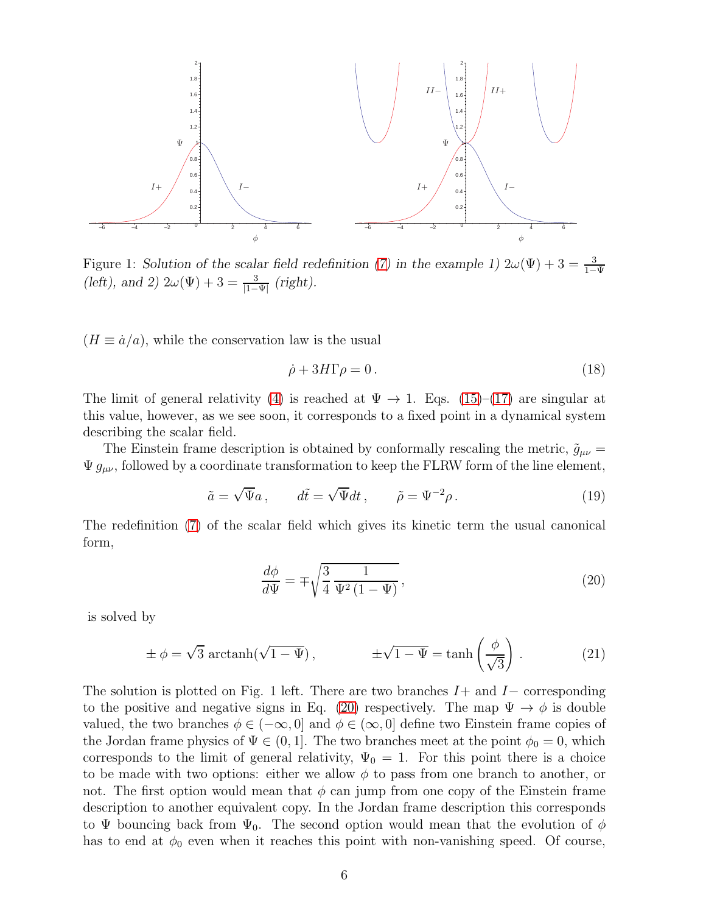Figure 1: *Solution of the scalar field redefinition (7) in the example 1) $2\omega(\Psi) + 3 = \frac{3}{1-\Psi}$ (left), and 2) $2\omega(\Psi) + 3 = \frac{3}{|1-\Psi|}$ (right).*

($H \equiv \dot{a}/a$), while the conservation law is the usual

$$\dot{\rho} + 3H\Gamma\rho = 0\,. \tag{18}$$

The limit of general relativity (4) is reached at $\Psi \to 1$. Eqs. (15)–(17) are singular at this value, however, as we see soon, it corresponds to a fixed point in a dynamical system describing the scalar field.

The Einstein frame description is obtained by conformally rescaling the metric, $\tilde{g}_{\mu\nu} = \Psi\, g_{\mu\nu}$, followed by a coordinate transformation to keep the FLRW form of the line element,

$$\tilde{a} = \sqrt{\Psi} a\,, \qquad d\tilde{t} = \sqrt{\Psi} dt\,, \qquad \tilde{\rho} = \Psi^{-2}\rho\,. \tag{19}$$

The redefinition (7) of the scalar field which gives its kinetic term the usual canonical form,

$$\frac{d\phi}{d\Psi} = \mp\sqrt{\frac{3}{4}\,\frac{1}{\Psi^2\,(1-\Psi)}}\,, \tag{20}$$

is solved by

$$\pm\,\phi = \sqrt{3}\,\mathrm{arctanh}(\sqrt{1-\Psi})\,, \qquad\qquad \pm\sqrt{1-\Psi} = \tanh\left(\frac{\phi}{\sqrt{3}}\right)\,. \tag{21}$$

The solution is plotted on Fig. 1 left. There are two branches $I+$ and $I-$ corresponding to the positive and negative signs in Eq. (20) respectively. The map $\Psi \to \phi$ is double valued, the two branches $\phi \in (-\infty, 0]$ and $\phi \in (\infty, 0]$ define two Einstein frame copies of the Jordan frame physics of $\Psi \in (0, 1]$. The two branches meet at the point $\phi_0 = 0$, which corresponds to the limit of general relativity, $\Psi_0 = 1$. For this point there is a choice to be made with two options: either we allow $\phi$ to pass from one branch to another, or not. The first option would mean that $\phi$ can jump from one copy of the Einstein frame description to another equivalent copy. In the Jordan frame description this corresponds to $\Psi$ bouncing back from $\Psi_0$. The second option would mean that the evolution of $\phi$ has to end at $\phi_0$ even when it reaches this point with non-vanishing speed. Of course,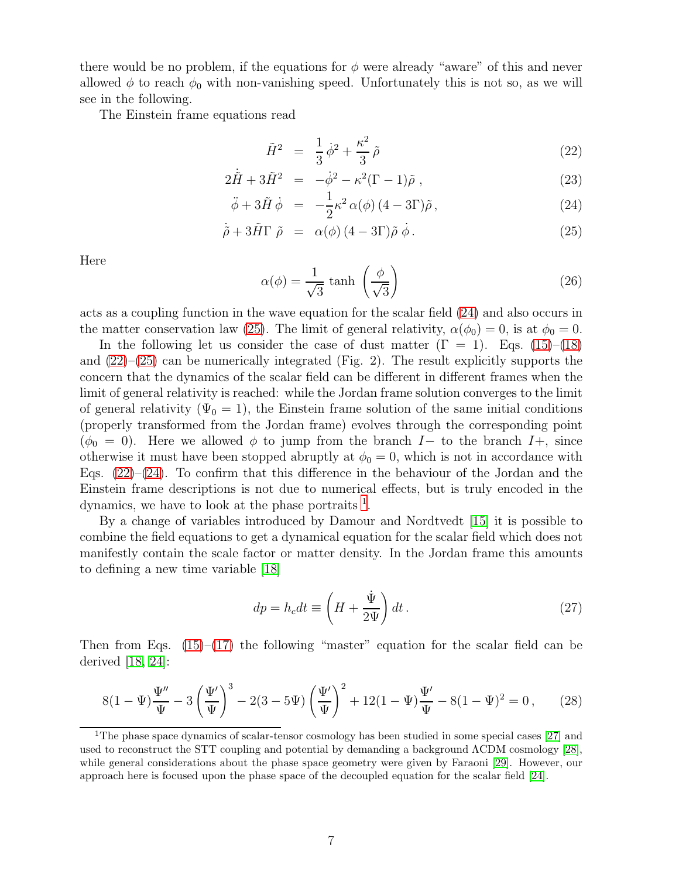there would be no problem, if the equations for $\phi$ were already "aware" of this and never allowed $\phi$ to reach $\phi_0$ with non-vanishing speed. Unfortunately this is not so, as we will see in the following.

The Einstein frame equations read

$$
\begin{aligned}
\tilde{H}^2 &= \frac{1}{3}\,\dot{\phi}^2 + \frac{\kappa^2}{3}\,\tilde{\rho} &(22)\\
2\dot{\tilde{H}} + 3\tilde{H}^2 &= -\dot{\phi}^2 - \kappa^2(\Gamma - 1)\tilde{\rho}\,, &(23)\\
\ddot{\phi} + 3\tilde{H}\,\dot{\phi} &= -\frac{1}{2}\kappa^2\,\alpha(\phi)\,(4-3\Gamma)\tilde{\rho}\,, &(24)\\
\dot{\tilde{\rho}} + 3\tilde{H}\Gamma\;\tilde{\rho} &= \alpha(\phi)\,(4-3\Gamma)\tilde{\rho}\;\dot{\phi}\,. &(25)
\end{aligned}
$$

Here

$$
\alpha(\phi) = \frac{1}{\sqrt{3}}\,\tanh\,\left(\frac{\phi}{\sqrt{3}}\right) \tag{26}
$$

acts as a coupling function in the wave equation for the scalar field (24) and also occurs in the matter conservation law (25). The limit of general relativity, $\alpha(\phi_0) = 0$, is at $\phi_0 = 0$.

In the following let us consider the case of dust matter ($\Gamma = 1$). Eqs. (15)–(18) and (22)–(25) can be numerically integrated (Fig. 2). The result explicitly supports the concern that the dynamics of the scalar field can be different in different frames when the limit of general relativity is reached: while the Jordan frame solution converges to the limit of general relativity ($\Psi_0 = 1$), the Einstein frame solution of the same initial conditions (properly transformed from the Jordan frame) evolves through the corresponding point ($\phi_0 = 0$). Here we allowed $\phi$ to jump from the branch $I-$ to the branch $I+$, since otherwise it must have been stopped abruptly at $\phi_0 = 0$, which is not in accordance with Eqs. (22)–(24). To confirm that this difference in the behaviour of the Jordan and the Einstein frame descriptions is not due to numerical effects, but is truly encoded in the dynamics, we have to look at the phase portraits [1].

By a change of variables introduced by Damour and Nordtvedt [15] it is possible to combine the field equations to get a dynamical equation for the scalar field which does not manifestly contain the scale factor or matter density. In the Jordan frame this amounts to defining a new time variable [18]

$$
dp = h_c dt \equiv \left(H + \frac{\dot{\Psi}}{2\Psi}\right) dt\,. \tag{27}
$$

Then from Eqs. (15)–(17) the following "master" equation for the scalar field can be derived [18, 24]:

$$
8(1-\Psi)\frac{\Psi''}{\Psi} - 3\left(\frac{\Psi'}{\Psi}\right)^3 - 2(3-5\Psi)\left(\frac{\Psi'}{\Psi}\right)^2 + 12(1-\Psi)\frac{\Psi'}{\Psi} - 8(1-\Psi)^2 = 0\,, \tag{28}
$$

[1] The phase space dynamics of scalar-tensor cosmology has been studied in some special cases [27] and used to reconstruct the STT coupling and potential by demanding a background ΛCDM cosmology [28], while general considerations about the phase space geometry were given by Faraoni [29]. However, our approach here is focused upon the phase space of the decoupled equation for the scalar field [24].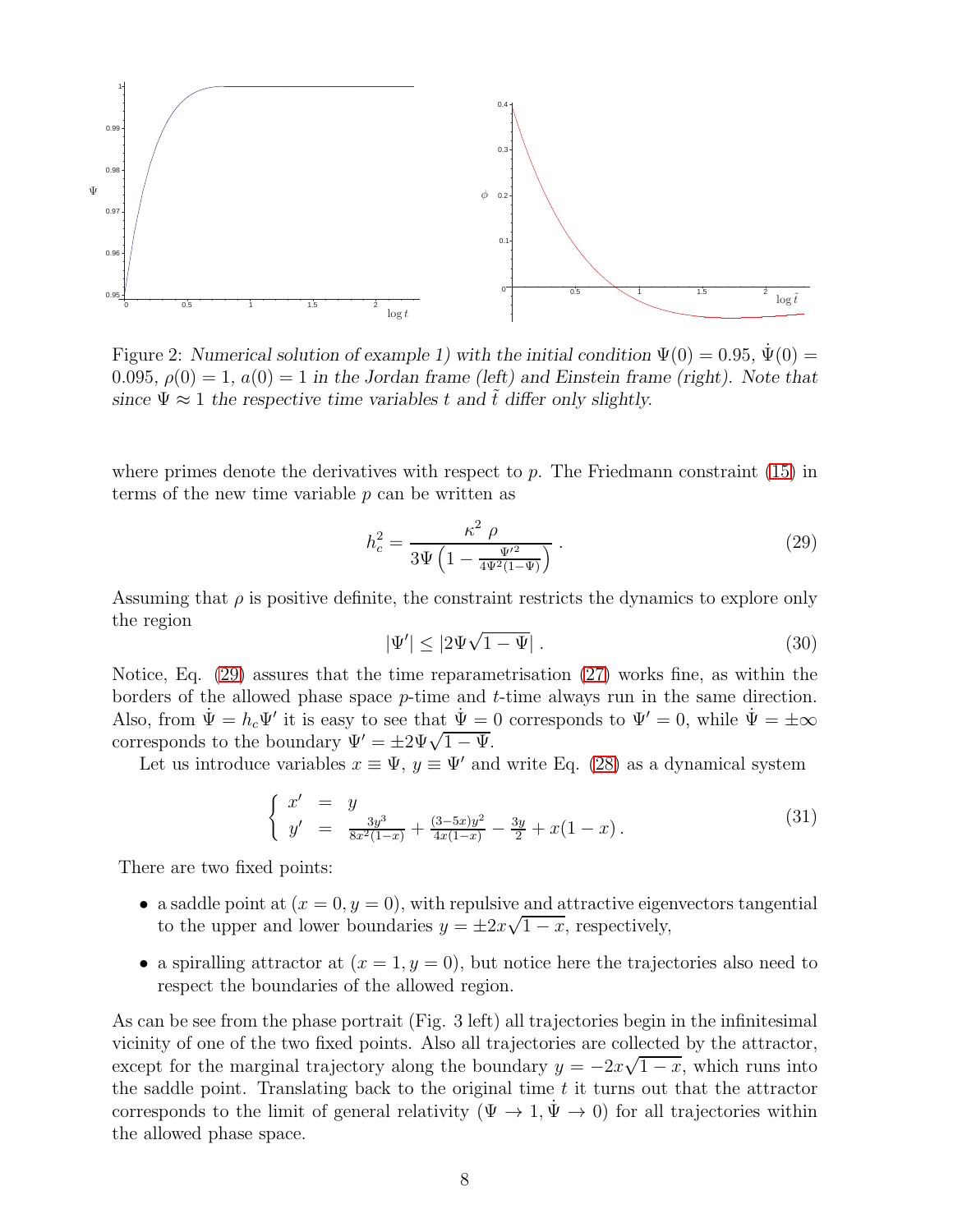Figure 2: *Numerical solution of example 1) with the initial condition $\Psi(0) = 0.95$, $\dot{\Psi}(0) = 0.095$, $\rho(0) = 1$, $a(0) = 1$ in the Jordan frame (left) and Einstein frame (right). Note that since $\Psi \approx 1$ the respective time variables $t$ and $\tilde{t}$ differ only slightly.*

where primes denote the derivatives with respect to $p$. The Friedmann constraint (15) in terms of the new time variable $p$ can be written as

$$h_c^2 = \frac{\kappa^2 \, \rho}{3\Psi\left(1 - \frac{\Psi'^2}{4\Psi^2(1-\Psi)}\right)} \,. \tag{29}$$

Assuming that $\rho$ is positive definite, the constraint restricts the dynamics to explore only the region

$$|\Psi'| \leq |2\Psi\sqrt{1-\Psi}| \,. \tag{30}$$

Notice, Eq. (29) assures that the time reparametrisation (27) works fine, as within the borders of the allowed phase space $p$-time and $t$-time always run in the same direction. Also, from $\dot{\Psi} = h_c \Psi'$ it is easy to see that $\dot{\Psi} = 0$ corresponds to $\Psi' = 0$, while $\dot{\Psi} = \pm\infty$ corresponds to the boundary $\Psi' = \pm 2\Psi\sqrt{1-\Psi}$.

Let us introduce variables $x \equiv \Psi$, $y \equiv \Psi'$ and write Eq. (28) as a dynamical system

$$\left\{ \begin{array}{lcl} x' & = & y \\ y' & = & \frac{3y^3}{8x^2(1-x)} + \frac{(3-5x)y^2}{4x(1-x)} - \frac{3y}{2} + x(1-x) \,. \end{array} \right. \tag{31}$$

There are two fixed points:

- a saddle point at $(x = 0, y = 0)$, with repulsive and attractive eigenvectors tangential to the upper and lower boundaries $y = \pm 2x\sqrt{1-x}$, respectively,
- a spiralling attractor at $(x = 1, y = 0)$, but notice here the trajectories also need to respect the boundaries of the allowed region.

As can be see from the phase portrait (Fig. 3 left) all trajectories begin in the infinitesimal vicinity of one of the two fixed points. Also all trajectories are collected by the attractor, except for the marginal trajectory along the boundary $y = -2x\sqrt{1-x}$, which runs into the saddle point. Translating back to the original time $t$ it turns out that the attractor corresponds to the limit of general relativity ($\Psi \to 1, \dot{\Psi} \to 0$) for all trajectories within the allowed phase space.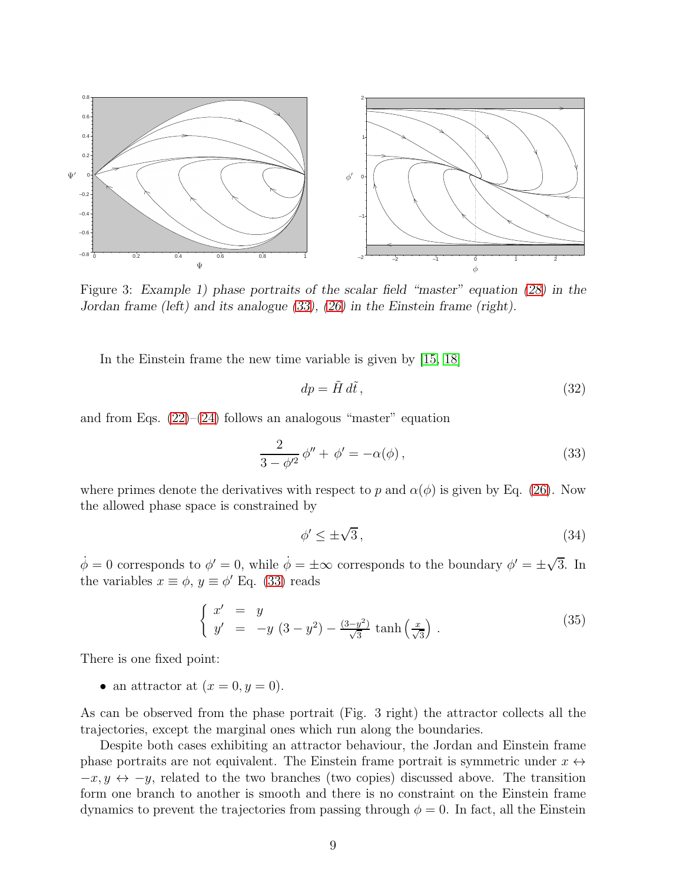Figure 3: *Example 1) phase portraits of the scalar field "master" equation (28) in the Jordan frame (left) and its analogue (33), (26) in the Einstein frame (right).*

In the Einstein frame the new time variable is given by [15, 18]

$$dp = \tilde{H}\, d\tilde{t}\,, \tag{32}$$

and from Eqs. (22)–(24) follows an analogous "master" equation

$$\frac{2}{3-\phi'^2}\,\phi'' + \phi' = -\alpha(\phi)\,, \tag{33}$$

where primes denote the derivatives with respect to $p$ and $\alpha(\phi)$ is given by Eq. (26). Now the allowed phase space is constrained by

$$\phi' \leq \pm\sqrt{3}\,, \tag{34}$$

$\dot{\phi} = 0$ corresponds to $\phi' = 0$, while $\dot{\phi} = \pm\infty$ corresponds to the boundary $\phi' = \pm\sqrt{3}$. In the variables $x \equiv \phi$, $y \equiv \phi'$ Eq. (33) reads

$$\left\{ \begin{array}{lcl} x' & = & y \\ y' & = & -y\,(3-y^2) - \frac{(3-y^2)}{\sqrt{3}}\,\tanh\left(\frac{x}{\sqrt{3}}\right)\,. \end{array} \right. \tag{35}$$

There is one fixed point:

- an attractor at $(x = 0, y = 0)$.

As can be observed from the phase portrait (Fig. 3 right) the attractor collects all the trajectories, except the marginal ones which run along the boundaries.

Despite both cases exhibiting an attractor behaviour, the Jordan and Einstein frame phase portraits are not equivalent. The Einstein frame portrait is symmetric under $x \leftrightarrow -x, y \leftrightarrow -y$, related to the two branches (two copies) discussed above. The transition form one branch to another is smooth and there is no constraint on the Einstein frame dynamics to prevent the trajectories from passing through $\phi = 0$. In fact, all the Einstein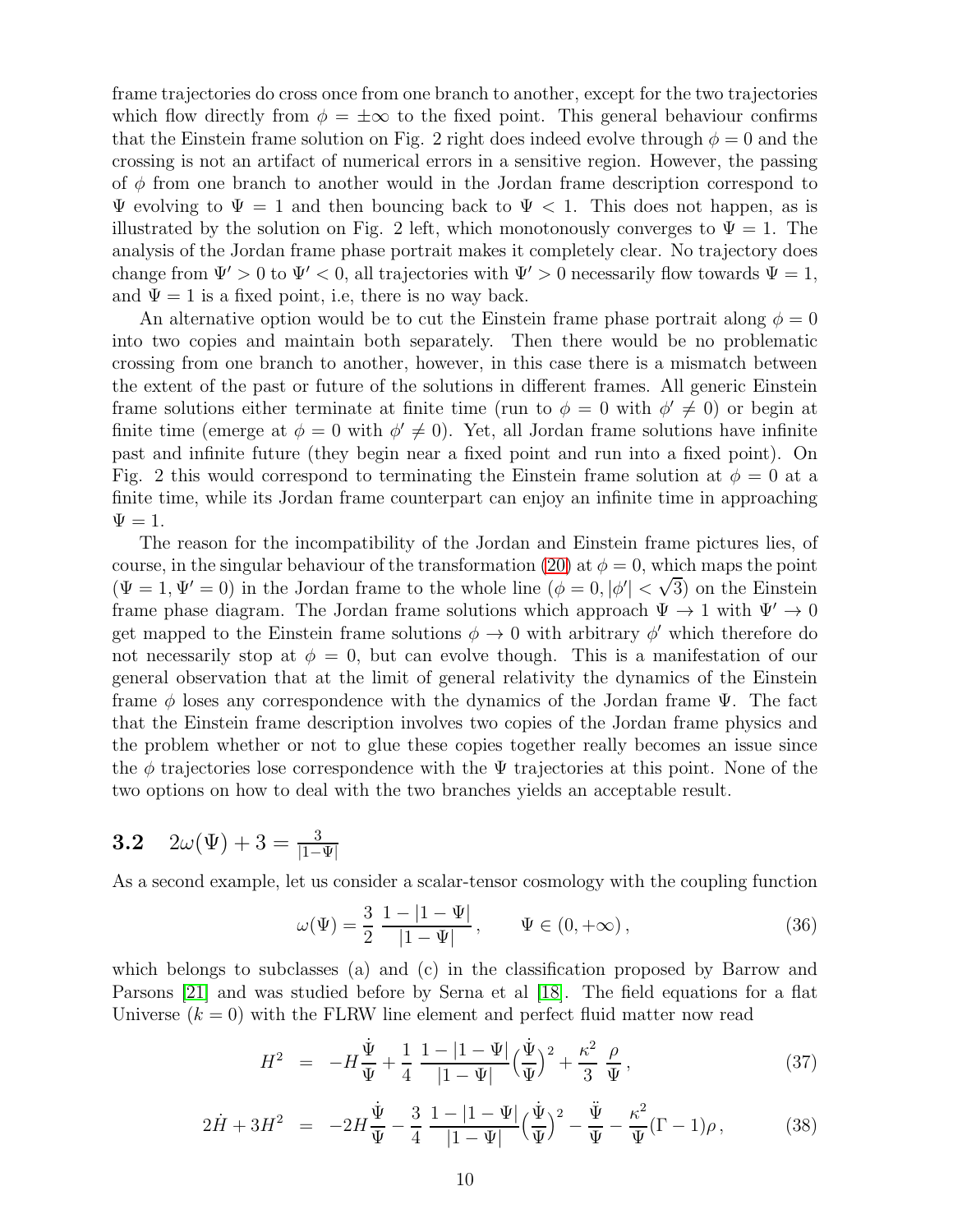frame trajectories do cross once from one branch to another, except for the two trajectories which flow directly from $\phi = \pm\infty$ to the fixed point. This general behaviour confirms that the Einstein frame solution on Fig. 2 right does indeed evolve through $\phi = 0$ and the crossing is not an artifact of numerical errors in a sensitive region. However, the passing of $\phi$ from one branch to another would in the Jordan frame description correspond to $\Psi$ evolving to $\Psi = 1$ and then bouncing back to $\Psi < 1$. This does not happen, as is illustrated by the solution on Fig. 2 left, which monotonously converges to $\Psi = 1$. The analysis of the Jordan frame phase portrait makes it completely clear. No trajectory does change from $\Psi' > 0$ to $\Psi' < 0$, all trajectories with $\Psi' > 0$ necessarily flow towards $\Psi = 1$, and $\Psi = 1$ is a fixed point, i.e, there is no way back.

An alternative option would be to cut the Einstein frame phase portrait along $\phi = 0$ into two copies and maintain both separately. Then there would be no problematic crossing from one branch to another, however, in this case there is a mismatch between the extent of the past or future of the solutions in different frames. All generic Einstein frame solutions either terminate at finite time (run to $\phi = 0$ with $\phi' \neq 0$) or begin at finite time (emerge at $\phi = 0$ with $\phi' \neq 0$). Yet, all Jordan frame solutions have infinite past and infinite future (they begin near a fixed point and run into a fixed point). On Fig. 2 this would correspond to terminating the Einstein frame solution at $\phi = 0$ at a finite time, while its Jordan frame counterpart can enjoy an infinite time in approaching $\Psi = 1$.

The reason for the incompatibility of the Jordan and Einstein frame pictures lies, of course, in the singular behaviour of the transformation (20) at $\phi = 0$, which maps the point $(\Psi = 1, \Psi' = 0)$ in the Jordan frame to the whole line $(\phi = 0, |\phi'| < \sqrt{3})$ on the Einstein frame phase diagram. The Jordan frame solutions which approach $\Psi \to 1$ with $\Psi' \to 0$ get mapped to the Einstein frame solutions $\phi \to 0$ with arbitrary $\phi'$ which therefore do not necessarily stop at $\phi = 0$, but can evolve though. This is a manifestation of our general observation that at the limit of general relativity the dynamics of the Einstein frame $\phi$ loses any correspondence with the dynamics of the Jordan frame $\Psi$. The fact that the Einstein frame description involves two copies of the Jordan frame physics and the problem whether or not to glue these copies together really becomes an issue since the $\phi$ trajectories lose correspondence with the $\Psi$ trajectories at this point. None of the two options on how to deal with the two branches yields an acceptable result.

### 3.2 $2\omega(\Psi) + 3 = \frac{3}{|1-\Psi|}$

As a second example, let us consider a scalar-tensor cosmology with the coupling function

$$\omega(\Psi) = \frac{3}{2}\,\frac{1 - |1-\Psi|}{|1-\Psi|}\,, \qquad \Psi \in (0, +\infty)\,, \tag{36}$$

which belongs to subclasses (a) and (c) in the classification proposed by Barrow and Parsons [21] and was studied before by Serna et al [18]. The field equations for a flat Universe ($k = 0$) with the FLRW line element and perfect fluid matter now read

$$H^2 = -H\frac{\dot{\Psi}}{\Psi} + \frac{1}{4}\,\frac{1 - |1-\Psi|}{|1-\Psi|}\Big(\frac{\dot{\Psi}}{\Psi}\Big)^2 + \frac{\kappa^2}{3}\,\frac{\rho}{\Psi}\,, \tag{37}$$

$$2\dot{H} + 3H^2 = -2H\frac{\dot{\Psi}}{\Psi} - \frac{3}{4}\,\frac{1 - |1-\Psi|}{|1-\Psi|}\Big(\frac{\dot{\Psi}}{\Psi}\Big)^2 - \frac{\ddot{\Psi}}{\Psi} - \frac{\kappa^2}{\Psi}(\Gamma - 1)\rho\,, \tag{38}$$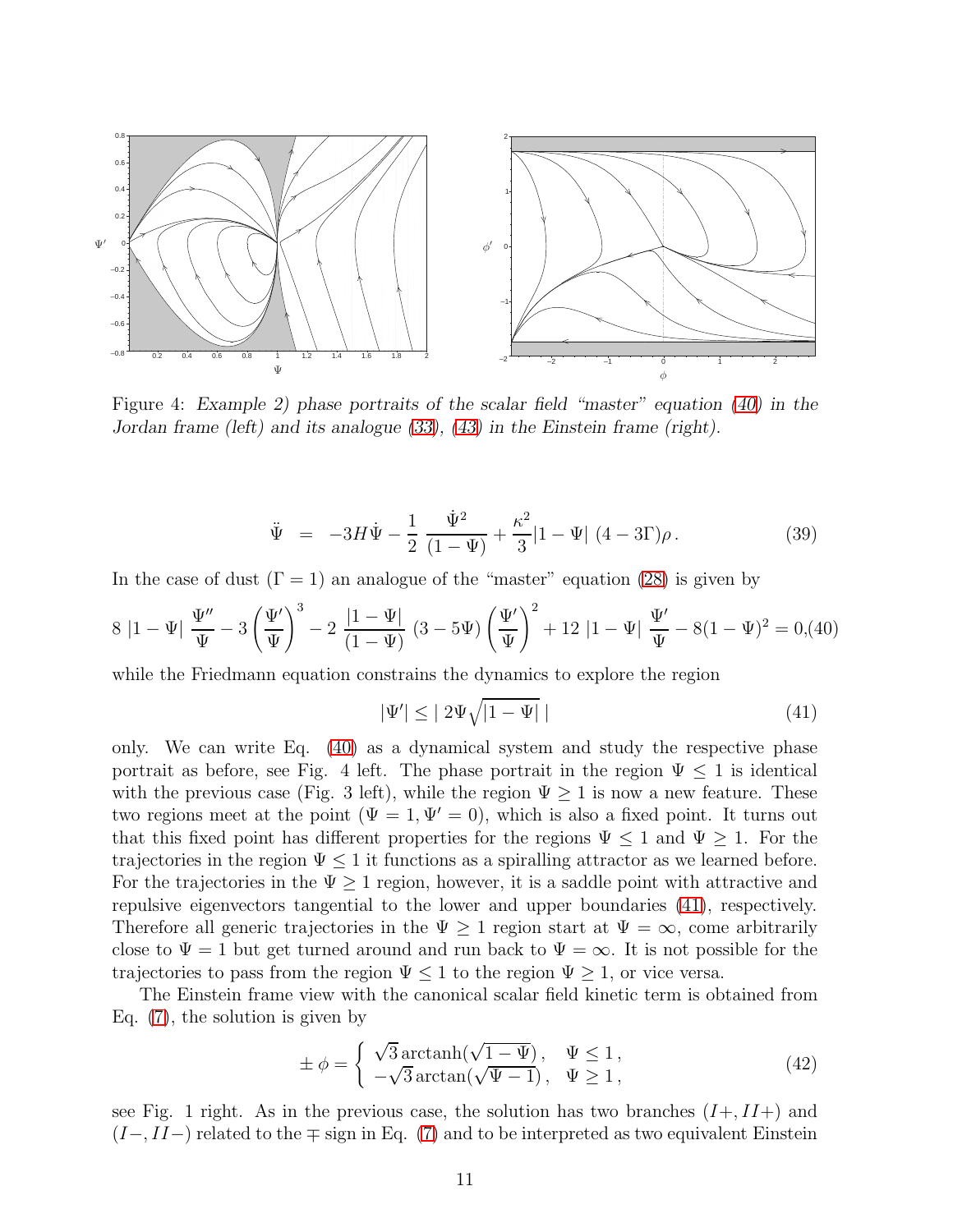Figure 4: *Example 2) phase portraits of the scalar field "master" equation (40) in the Jordan frame (left) and its analogue (33), (43) in the Einstein frame (right).*

$$\ddot{\Psi} \;\; = \;\; -3H\dot{\Psi} - \frac{1}{2}\,\frac{\dot{\Psi}^2}{(1-\Psi)} + \frac{\kappa^2}{3}|1-\Psi|\,(4-3\Gamma)\rho\,. \tag{39}$$

In the case of dust ($\Gamma = 1$) an analogue of the "master" equation (28) is given by

$$8\,|1-\Psi|\,\frac{\Psi''}{\Psi} - 3\left(\frac{\Psi'}{\Psi}\right)^3 - 2\,\frac{|1-\Psi|}{(1-\Psi)}\,(3-5\Psi)\left(\frac{\Psi'}{\Psi}\right)^2 + 12\,|1-\Psi|\,\frac{\Psi'}{\Psi} - 8(1-\Psi)^2 = 0, \tag{40}$$

while the Friedmann equation constrains the dynamics to explore the region

$$|\Psi'| \leq |\,2\Psi\sqrt{|1-\Psi|}\,| \tag{41}$$

only. We can write Eq. (40) as a dynamical system and study the respective phase portrait as before, see Fig. 4 left. The phase portrait in the region $\Psi \leq 1$ is identical with the previous case (Fig. 3 left), while the region $\Psi \geq 1$ is now a new feature. These two regions meet at the point ($\Psi = 1, \Psi' = 0$), which is also a fixed point. It turns out that this fixed point has different properties for the regions $\Psi \leq 1$ and $\Psi \geq 1$. For the trajectories in the region $\Psi \leq 1$ it functions as a spiralling attractor as we learned before. For the trajectories in the $\Psi \geq 1$ region, however, it is a saddle point with attractive and repulsive eigenvectors tangential to the lower and upper boundaries (41), respectively. Therefore all generic trajectories in the $\Psi \geq 1$ region start at $\Psi = \infty$, come arbitrarily close to $\Psi = 1$ but get turned around and run back to $\Psi = \infty$. It is not possible for the trajectories to pass from the region $\Psi \leq 1$ to the region $\Psi \geq 1$, or vice versa.

The Einstein frame view with the canonical scalar field kinetic term is obtained from Eq. (7), the solution is given by

$$\pm\,\phi = \begin{cases} \sqrt{3}\,\text{arctanh}(\sqrt{1-\Psi})\,, & \Psi \leq 1\,, \\ -\sqrt{3}\,\arctan(\sqrt{\Psi-1})\,, & \Psi \geq 1\,, \end{cases} \tag{42}$$

see Fig. 1 right. As in the previous case, the solution has two branches ($I+, II+$) and ($I-, II-$) related to the $\mp$ sign in Eq. (7) and to be interpreted as two equivalent Einstein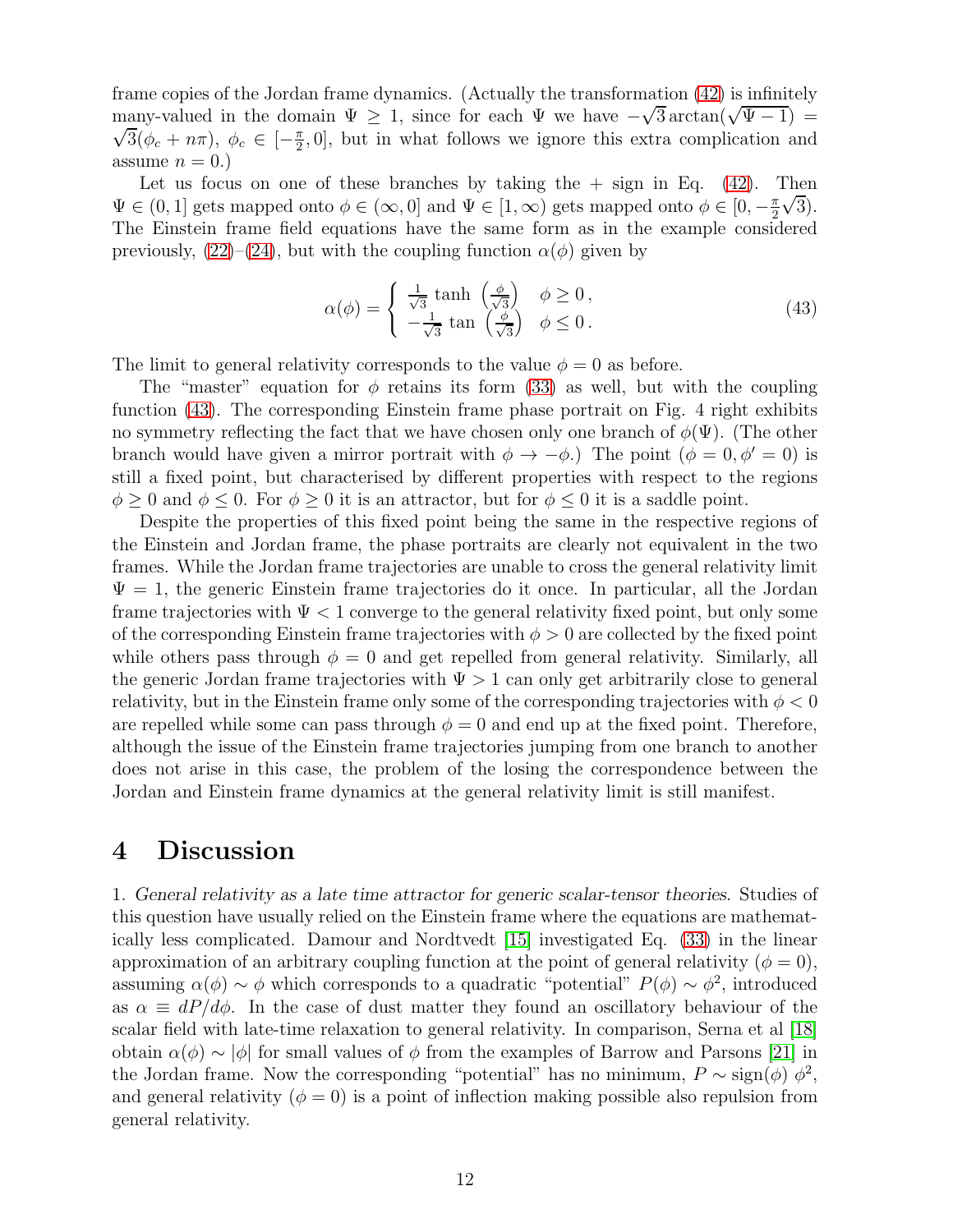frame copies of the Jordan frame dynamics. (Actually the transformation (42) is infinitely many-valued in the domain $\Psi \geq 1$, since for each $\Psi$ we have $-\sqrt{3}\arctan(\sqrt{\Psi-1}) = \sqrt{3}(\phi_c + n\pi)$, $\phi_c \in [-\frac{\pi}{2}, 0]$, but in what follows we ignore this extra complication and assume $n = 0$.)

Let us focus on one of these branches by taking the + sign in Eq. (42). Then $\Psi \in (0, 1]$ gets mapped onto $\phi \in (\infty, 0]$ and $\Psi \in [1, \infty)$ gets mapped onto $\phi \in [0, -\frac{\pi}{2}\sqrt{3})$. The Einstein frame field equations have the same form as in the example considered previously, (22)–(24), but with the coupling function $\alpha(\phi)$ given by

$$\alpha(\phi) = \begin{cases} \frac{1}{\sqrt{3}} \tanh\left(\frac{\phi}{\sqrt{3}}\right) & \phi \geq 0\,, \\ -\frac{1}{\sqrt{3}} \tan\left(\frac{\phi}{\sqrt{3}}\right) & \phi \leq 0\,. \end{cases} \tag{43}$$

The limit to general relativity corresponds to the value $\phi = 0$ as before.

The "master" equation for $\phi$ retains its form (33) as well, but with the coupling function (43). The corresponding Einstein frame phase portrait on Fig. 4 right exhibits no symmetry reflecting the fact that we have chosen only one branch of $\phi(\Psi)$. (The other branch would have given a mirror portrait with $\phi \to -\phi$.) The point $(\phi = 0, \phi' = 0)$ is still a fixed point, but characterised by different properties with respect to the regions $\phi \geq 0$ and $\phi \leq 0$. For $\phi \geq 0$ it is an attractor, but for $\phi \leq 0$ it is a saddle point.

Despite the properties of this fixed point being the same in the respective regions of the Einstein and Jordan frame, the phase portraits are clearly not equivalent in the two frames. While the Jordan frame trajectories are unable to cross the general relativity limit $\Psi = 1$, the generic Einstein frame trajectories do it once. In particular, all the Jordan frame trajectories with $\Psi < 1$ converge to the general relativity fixed point, but only some of the corresponding Einstein frame trajectories with $\phi > 0$ are collected by the fixed point while others pass through $\phi = 0$ and get repelled from general relativity. Similarly, all the generic Jordan frame trajectories with $\Psi > 1$ can only get arbitrarily close to general relativity, but in the Einstein frame only some of the corresponding trajectories with $\phi < 0$ are repelled while some can pass through $\phi = 0$ and end up at the fixed point. Therefore, although the issue of the Einstein frame trajectories jumping from one branch to another does not arise in this case, the problem of the losing the correspondence between the Jordan and Einstein frame dynamics at the general relativity limit is still manifest.

# 4 Discussion

1. *General relativity as a late time attractor for generic scalar-tensor theories.* Studies of this question have usually relied on the Einstein frame where the equations are mathematically less complicated. Damour and Nordtvedt [15] investigated Eq. (33) in the linear approximation of an arbitrary coupling function at the point of general relativity ($\phi = 0$), assuming $\alpha(\phi) \sim \phi$ which corresponds to a quadratic "potential" $P(\phi) \sim \phi^2$, introduced as $\alpha \equiv dP/d\phi$. In the case of dust matter they found an oscillatory behaviour of the scalar field with late-time relaxation to general relativity. In comparison, Serna et al [18] obtain $\alpha(\phi) \sim |\phi|$ for small values of $\phi$ from the examples of Barrow and Parsons [21] in the Jordan frame. Now the corresponding "potential" has no minimum, $P \sim \mathrm{sign}(\phi)\, \phi^2$, and general relativity ($\phi = 0$) is a point of inflection making possible also repulsion from general relativity.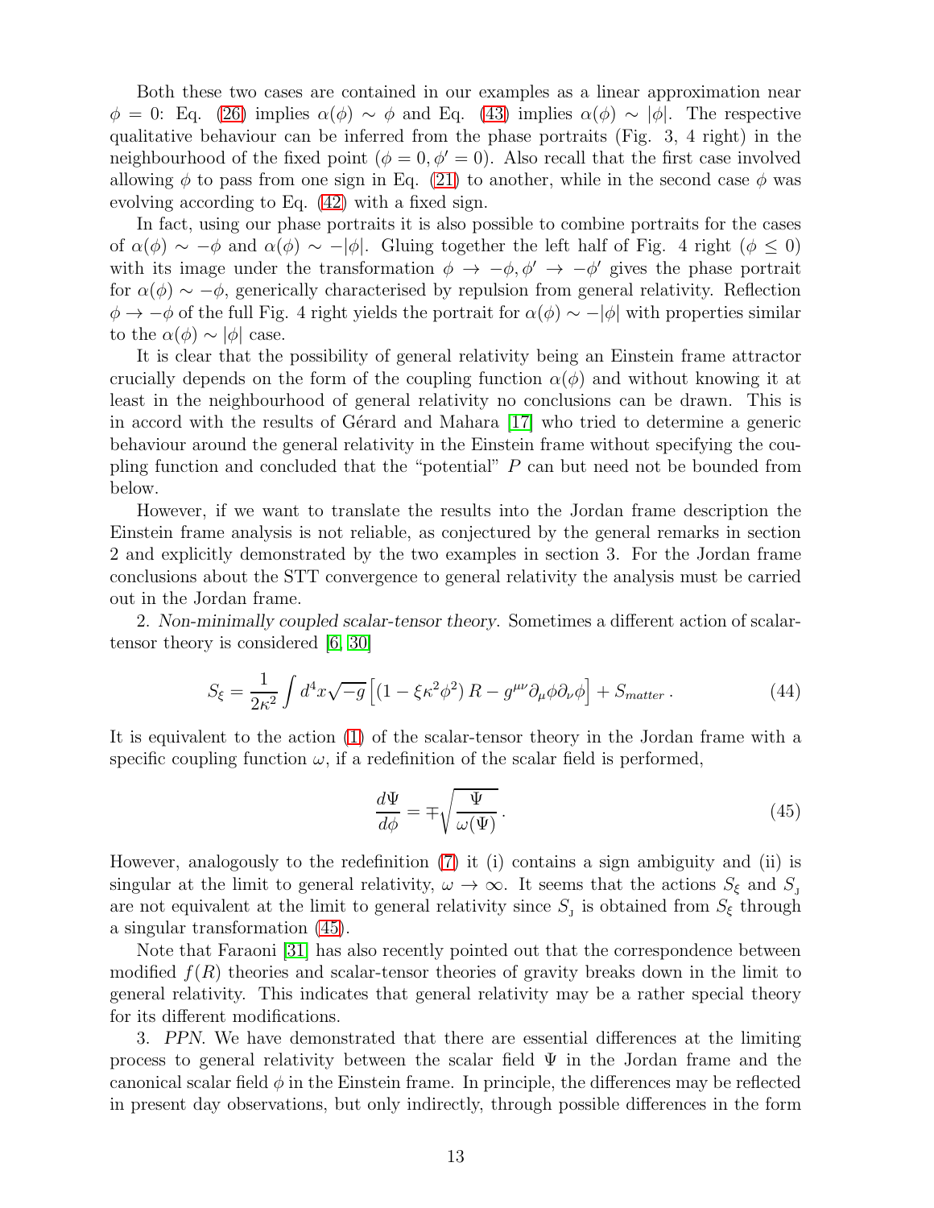Both these two cases are contained in our examples as a linear approximation near $\phi = 0$: Eq. (26) implies $\alpha(\phi) \sim \phi$ and Eq. (43) implies $\alpha(\phi) \sim |\phi|$. The respective qualitative behaviour can be inferred from the phase portraits (Fig. 3, 4 right) in the neighbourhood of the fixed point ($\phi = 0, \phi' = 0$). Also recall that the first case involved allowing $\phi$ to pass from one sign in Eq. (21) to another, while in the second case $\phi$ was evolving according to Eq. (42) with a fixed sign.

In fact, using our phase portraits it is also possible to combine portraits for the cases of $\alpha(\phi) \sim -\phi$ and $\alpha(\phi) \sim -|\phi|$. Gluing together the left half of Fig. 4 right ($\phi \leq 0$) with its image under the transformation $\phi \to -\phi, \phi' \to -\phi'$ gives the phase portrait for $\alpha(\phi) \sim -\phi$, generically characterised by repulsion from general relativity. Reflection $\phi \to -\phi$ of the full Fig. 4 right yields the portrait for $\alpha(\phi) \sim -|\phi|$ with properties similar to the $\alpha(\phi) \sim |\phi|$ case.

It is clear that the possibility of general relativity being an Einstein frame attractor crucially depends on the form of the coupling function $\alpha(\phi)$ and without knowing it at least in the neighbourhood of general relativity no conclusions can be drawn. This is in accord with the results of Gérard and Mahara [17] who tried to determine a generic behaviour around the general relativity in the Einstein frame without specifying the coupling function and concluded that the "potential" $P$ can but need not be bounded from below.

However, if we want to translate the results into the Jordan frame description the Einstein frame analysis is not reliable, as conjectured by the general remarks in section 2 and explicitly demonstrated by the two examples in section 3. For the Jordan frame conclusions about the STT convergence to general relativity the analysis must be carried out in the Jordan frame.

2. *Non-minimally coupled scalar-tensor theory.* Sometimes a different action of scalar-tensor theory is considered [6, 30]

$$S_\xi = \frac{1}{2\kappa^2}\int d^4x\sqrt{-g}\left[\left(1-\xi\kappa^2\phi^2\right)R - g^{\mu\nu}\partial_\mu\phi\partial_\nu\phi\right] + S_{matter}\,. \tag{44}$$

It is equivalent to the action (1) of the scalar-tensor theory in the Jordan frame with a specific coupling function $\omega$, if a redefinition of the scalar field is performed,

$$\frac{d\Psi}{d\phi} = \mp\sqrt{\frac{\Psi}{\omega(\Psi)}}\,. \tag{45}$$

However, analogously to the redefinition (7) it (i) contains a sign ambiguity and (ii) is singular at the limit to general relativity, $\omega \to \infty$. It seems that the actions $S_\xi$ and $S_{\rm J}$ are not equivalent at the limit to general relativity since $S_{\rm J}$ is obtained from $S_\xi$ through a singular transformation (45).

Note that Faraoni [31] has also recently pointed out that the correspondence between modified $f(R)$ theories and scalar-tensor theories of gravity breaks down in the limit to general relativity. This indicates that general relativity may be a rather special theory for its different modifications.

3. *PPN.* We have demonstrated that there are essential differences at the limiting process to general relativity between the scalar field $\Psi$ in the Jordan frame and the canonical scalar field $\phi$ in the Einstein frame. In principle, the differences may be reflected in present day observations, but only indirectly, through possible differences in the form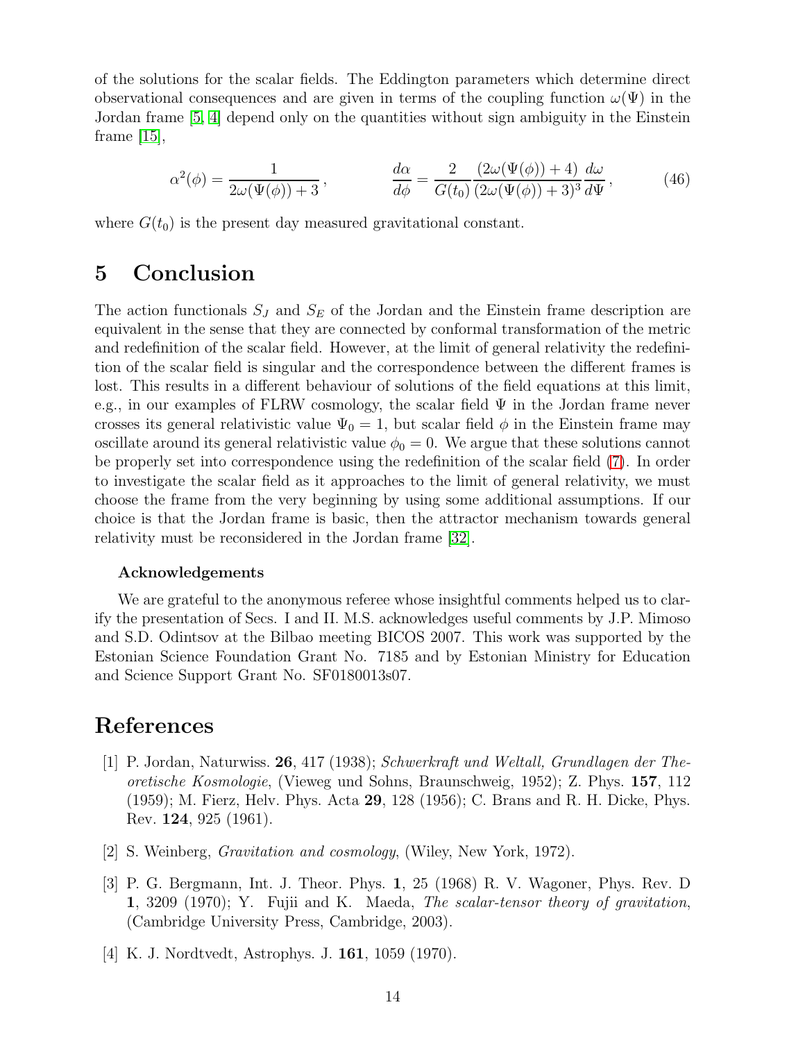of the solutions for the scalar fields. The Eddington parameters which determine direct observational consequences and are given in terms of the coupling function $\omega(\Psi)$ in the Jordan frame [5, 4] depend only on the quantities without sign ambiguity in the Einstein frame [15],

$$\alpha^2(\phi) = \frac{1}{2\omega(\Psi(\phi)) + 3}\,, \qquad\qquad \frac{d\alpha}{d\phi} = \frac{2}{G(t_0)} \frac{(2\omega(\Psi(\phi)) + 4)}{(2\omega(\Psi(\phi)) + 3)^3} \frac{d\omega}{d\Psi}\,, \tag{46}$$

where $G(t_0)$ is the present day measured gravitational constant.

# 5 Conclusion

The action functionals $S_J$ and $S_E$ of the Jordan and the Einstein frame description are equivalent in the sense that they are connected by conformal transformation of the metric and redefinition of the scalar field. However, at the limit of general relativity the redefinition of the scalar field is singular and the correspondence between the different frames is lost. This results in a different behaviour of solutions of the field equations at this limit, e.g., in our examples of FLRW cosmology, the scalar field $\Psi$ in the Jordan frame never crosses its general relativistic value $\Psi_0 = 1$, but scalar field $\phi$ in the Einstein frame may oscillate around its general relativistic value $\phi_0 = 0$. We argue that these solutions cannot be properly set into correspondence using the redefinition of the scalar field (7). In order to investigate the scalar field as it approaches to the limit of general relativity, we must choose the frame from the very beginning by using some additional assumptions. If our choice is that the Jordan frame is basic, then the attractor mechanism towards general relativity must be reconsidered in the Jordan frame [32].

### Acknowledgements

We are grateful to the anonymous referee whose insightful comments helped us to clarify the presentation of Secs. I and II. M.S. acknowledges useful comments by J.P. Mimoso and S.D. Odintsov at the Bilbao meeting BICOS 2007. This work was supported by the Estonian Science Foundation Grant No. 7185 and by Estonian Ministry for Education and Science Support Grant No. SF0180013s07.

# References

[1] P. Jordan, Naturwiss. **26**, 417 (1938); *Schwerkraft und Weltall, Grundlagen der Theoretische Kosmologie*, (Vieweg und Sohns, Braunschweig, 1952); Z. Phys. **157**, 112 (1959); M. Fierz, Helv. Phys. Acta **29**, 128 (1956); C. Brans and R. H. Dicke, Phys. Rev. **124**, 925 (1961).

[2] S. Weinberg, *Gravitation and cosmology*, (Wiley, New York, 1972).

[3] P. G. Bergmann, Int. J. Theor. Phys. **1**, 25 (1968) R. V. Wagoner, Phys. Rev. D **1**, 3209 (1970); Y. Fujii and K. Maeda, *The scalar-tensor theory of gravitation*, (Cambridge University Press, Cambridge, 2003).

[4] K. J. Nordtvedt, Astrophys. J. **161**, 1059 (1970).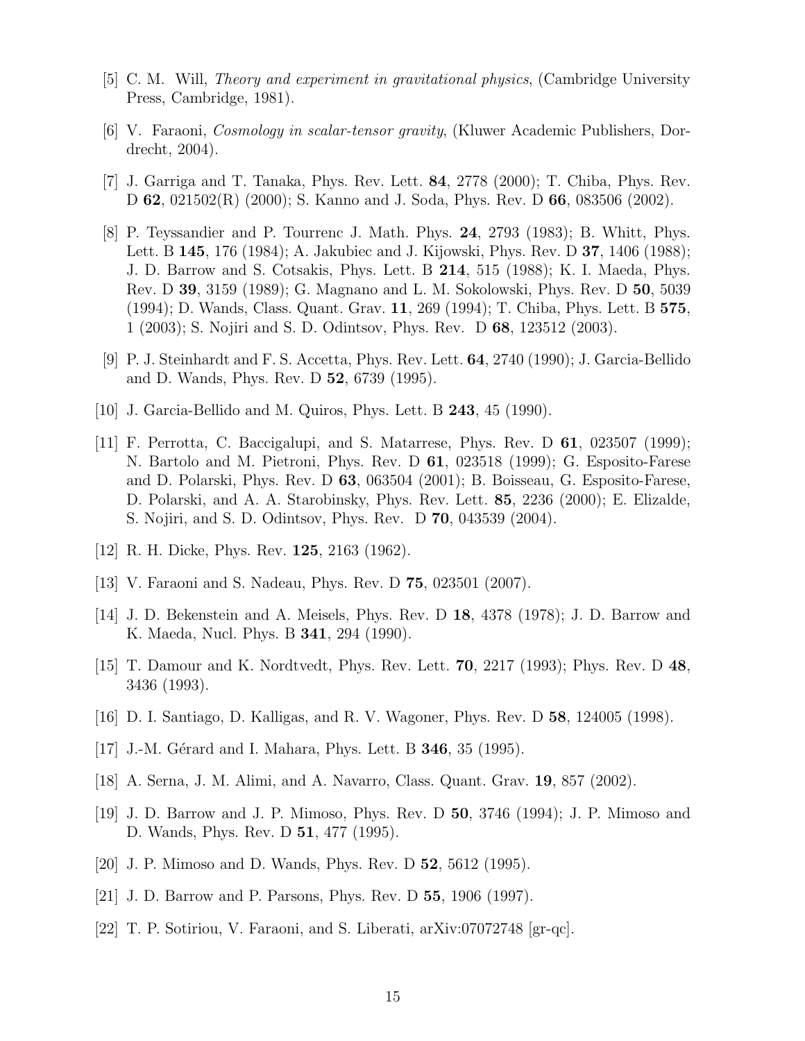[5] C. M. Will, *Theory and experiment in gravitational physics*, (Cambridge University Press, Cambridge, 1981).

[6] V. Faraoni, *Cosmology in scalar-tensor gravity*, (Kluwer Academic Publishers, Dordrecht, 2004).

[7] J. Garriga and T. Tanaka, Phys. Rev. Lett. **84**, 2778 (2000); T. Chiba, Phys. Rev. D **62**, 021502(R) (2000); S. Kanno and J. Soda, Phys. Rev. D **66**, 083506 (2002).

[8] P. Teyssandier and P. Tourrenc J. Math. Phys. **24**, 2793 (1983); B. Whitt, Phys. Lett. B **145**, 176 (1984); A. Jakubiec and J. Kijowski, Phys. Rev. D **37**, 1406 (1988); J. D. Barrow and S. Cotsakis, Phys. Lett. B **214**, 515 (1988); K. I. Maeda, Phys. Rev. D **39**, 3159 (1989); G. Magnano and L. M. Sokolowski, Phys. Rev. D **50**, 5039 (1994); D. Wands, Class. Quant. Grav. **11**, 269 (1994); T. Chiba, Phys. Lett. B **575**, 1 (2003); S. Nojiri and S. D. Odintsov, Phys. Rev. D **68**, 123512 (2003).

[9] P. J. Steinhardt and F. S. Accetta, Phys. Rev. Lett. **64**, 2740 (1990); J. Garcia-Bellido and D. Wands, Phys. Rev. D **52**, 6739 (1995).

[10] J. Garcia-Bellido and M. Quiros, Phys. Lett. B **243**, 45 (1990).

[11] F. Perrotta, C. Baccigalupi, and S. Matarrese, Phys. Rev. D **61**, 023507 (1999); N. Bartolo and M. Pietroni, Phys. Rev. D **61**, 023518 (1999); G. Esposito-Farese and D. Polarski, Phys. Rev. D **63**, 063504 (2001); B. Boisseau, G. Esposito-Farese, D. Polarski, and A. A. Starobinsky, Phys. Rev. Lett. **85**, 2236 (2000); E. Elizalde, S. Nojiri, and S. D. Odintsov, Phys. Rev. D **70**, 043539 (2004).

[12] R. H. Dicke, Phys. Rev. **125**, 2163 (1962).

[13] V. Faraoni and S. Nadeau, Phys. Rev. D **75**, 023501 (2007).

[14] J. D. Bekenstein and A. Meisels, Phys. Rev. D **18**, 4378 (1978); J. D. Barrow and K. Maeda, Nucl. Phys. B **341**, 294 (1990).

[15] T. Damour and K. Nordtvedt, Phys. Rev. Lett. **70**, 2217 (1993); Phys. Rev. D **48**, 3436 (1993).

[16] D. I. Santiago, D. Kalligas, and R. V. Wagoner, Phys. Rev. D **58**, 124005 (1998).

[17] J.-M. Gérard and I. Mahara, Phys. Lett. B **346**, 35 (1995).

[18] A. Serna, J. M. Alimi, and A. Navarro, Class. Quant. Grav. **19**, 857 (2002).

[19] J. D. Barrow and J. P. Mimoso, Phys. Rev. D **50**, 3746 (1994); J. P. Mimoso and D. Wands, Phys. Rev. D **51**, 477 (1995).

[20] J. P. Mimoso and D. Wands, Phys. Rev. D **52**, 5612 (1995).

[21] J. D. Barrow and P. Parsons, Phys. Rev. D **55**, 1906 (1997).

[22] T. P. Sotiriou, V. Faraoni, and S. Liberati, arXiv:07072748 [gr-qc].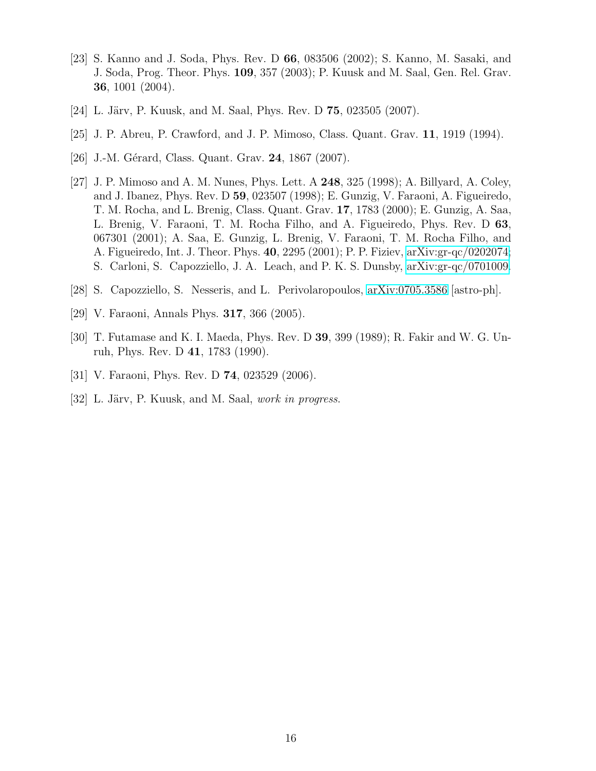[23] S. Kanno and J. Soda, Phys. Rev. D **66**, 083506 (2002); S. Kanno, M. Sasaki, and J. Soda, Prog. Theor. Phys. **109**, 357 (2003); P. Kuusk and M. Saal, Gen. Rel. Grav. **36**, 1001 (2004).

[24] L. Järv, P. Kuusk, and M. Saal, Phys. Rev. D **75**, 023505 (2007).

[25] J. P. Abreu, P. Crawford, and J. P. Mimoso, Class. Quant. Grav. **11**, 1919 (1994).

[26] J.-M. Gérard, Class. Quant. Grav. **24**, 1867 (2007).

[27] J. P. Mimoso and A. M. Nunes, Phys. Lett. A **248**, 325 (1998); A. Billyard, A. Coley, and J. Ibanez, Phys. Rev. D **59**, 023507 (1998); E. Gunzig, V. Faraoni, A. Figueiredo, T. M. Rocha, and L. Brenig, Class. Quant. Grav. **17**, 1783 (2000); E. Gunzig, A. Saa, L. Brenig, V. Faraoni, T. M. Rocha Filho, and A. Figueiredo, Phys. Rev. D **63**, 067301 (2001); A. Saa, E. Gunzig, L. Brenig, V. Faraoni, T. M. Rocha Filho, and A. Figueiredo, Int. J. Theor. Phys. **40**, 2295 (2001); P. P. Fiziev, arXiv:gr-qc/0202074; S. Carloni, S. Capozziello, J. A. Leach, and P. K. S. Dunsby, arXiv:gr-qc/0701009.

[28] S. Capozziello, S. Nesseris, and L. Perivolaropoulos, arXiv:0705.3586 [astro-ph].

[29] V. Faraoni, Annals Phys. **317**, 366 (2005).

[30] T. Futamase and K. I. Maeda, Phys. Rev. D **39**, 399 (1989); R. Fakir and W. G. Unruh, Phys. Rev. D **41**, 1783 (1990).

[31] V. Faraoni, Phys. Rev. D **74**, 023529 (2006).

[32] L. Järv, P. Kuusk, and M. Saal, *work in progress.*